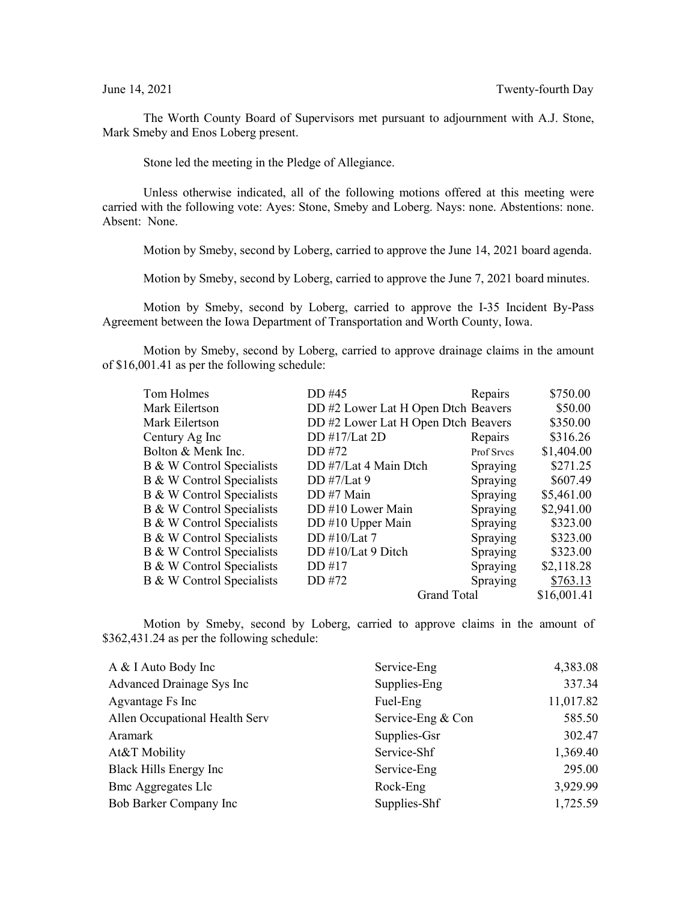June 14, 2021 Twenty-fourth Day

The Worth County Board of Supervisors met pursuant to adjournment with A.J. Stone, Mark Smeby and Enos Loberg present.

Stone led the meeting in the Pledge of Allegiance.

Unless otherwise indicated, all of the following motions offered at this meeting were carried with the following vote: Ayes: Stone, Smeby and Loberg. Nays: none. Abstentions: none. Absent: None.

Motion by Smeby, second by Loberg, carried to approve the June 14, 2021 board agenda.

Motion by Smeby, second by Loberg, carried to approve the June 7, 2021 board minutes.

Motion by Smeby, second by Loberg, carried to approve the I-35 Incident By-Pass Agreement between the Iowa Department of Transportation and Worth County, Iowa.

Motion by Smeby, second by Loberg, carried to approve drainage claims in the amount of $16,001.41 as per the following schedule:

| | | | |
|---|---|---|---|
| Tom Holmes | DD #45 | Repairs | $750.00 |
| Mark Eilertson | DD #2 Lower Lat H Open Dtch | Beavers | $50.00 |
| Mark Eilertson | DD #2 Lower Lat H Open Dtch | Beavers | $350.00 |
| Century Ag Inc | DD #17/Lat 2D | Repairs | $316.26 |
| Bolton & Menk Inc. | DD #72 | Prof Srvcs | $1,404.00 |
| B & W Control Specialists | DD #7/Lat 4 Main Dtch | Spraying | $271.25 |
| B & W Control Specialists | DD #7/Lat 9 | Spraying | $607.49 |
| B & W Control Specialists | DD #7 Main | Spraying | $5,461.00 |
| B & W Control Specialists | DD #10 Lower Main | Spraying | $2,941.00 |
| B & W Control Specialists | DD #10 Upper Main | Spraying | $323.00 |
| B & W Control Specialists | DD #10/Lat 7 | Spraying | $323.00 |
| B & W Control Specialists | DD #10/Lat 9 Ditch | Spraying | $323.00 |
| B & W Control Specialists | DD #17 | Spraying | $2,118.28 |
| B & W Control Specialists | DD #72 | Spraying | $763.13 |
| | Grand Total | | $16,001.41 |

Motion by Smeby, second by Loberg, carried to approve claims in the amount of $362,431.24 as per the following schedule:

| | | |
|---|---|---|
| A & I Auto Body Inc | Service-Eng | 4,383.08 |
| Advanced Drainage Sys Inc | Supplies-Eng | 337.34 |
| Agvantage Fs Inc | Fuel-Eng | 11,017.82 |
| Allen Occupational Health Serv | Service-Eng & Con | 585.50 |
| Aramark | Supplies-Gsr | 302.47 |
| At&T Mobility | Service-Shf | 1,369.40 |
| Black Hills Energy Inc | Service-Eng | 295.00 |
| Bmc Aggregates Llc | Rock-Eng | 3,929.99 |
| Bob Barker Company Inc | Supplies-Shf | 1,725.59 |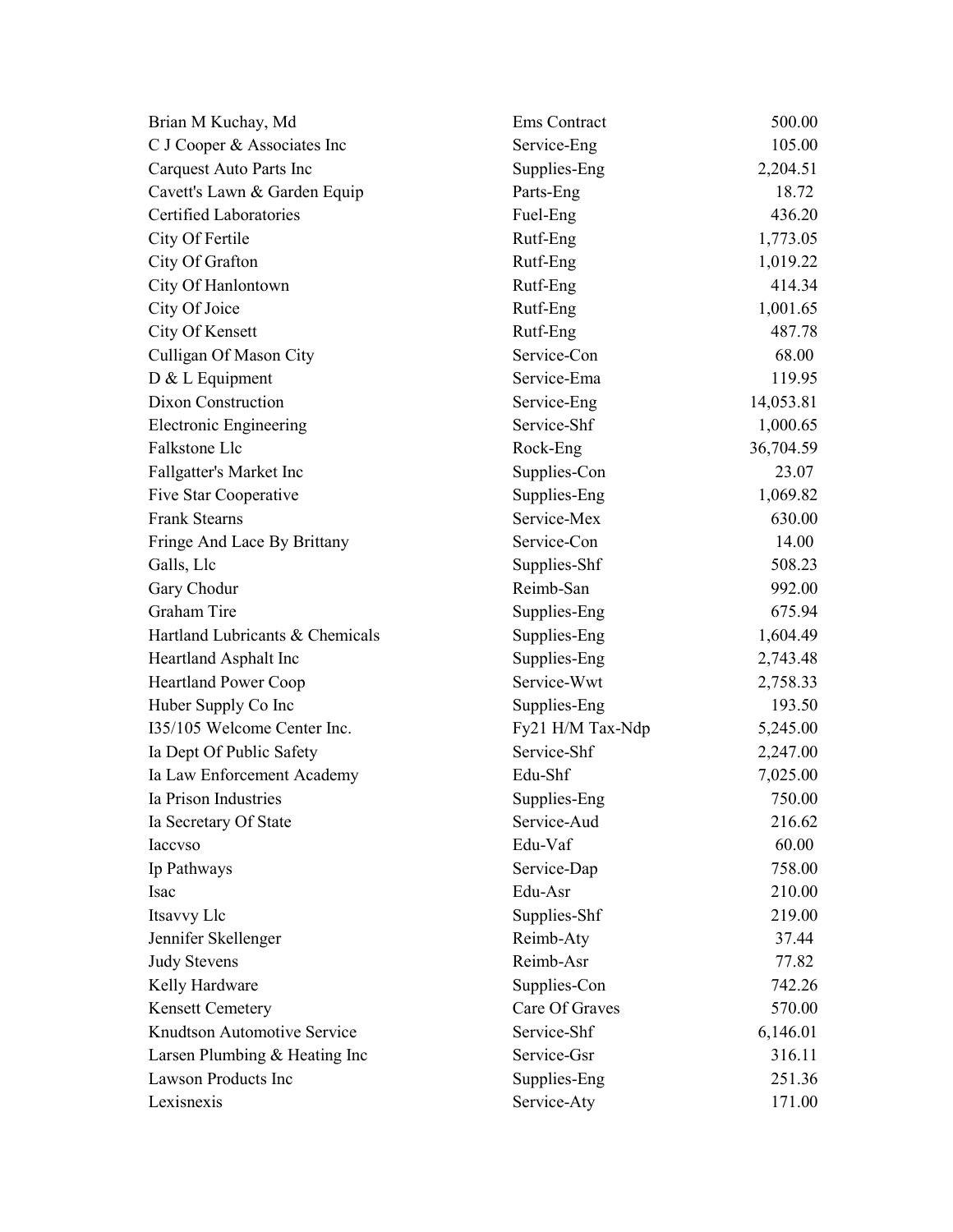| | | |
|---|---|---|
| Brian M Kuchay, Md | Ems Contract | 500.00 |
| C J Cooper & Associates Inc | Service-Eng | 105.00 |
| Carquest Auto Parts Inc | Supplies-Eng | 2,204.51 |
| Cavett's Lawn & Garden Equip | Parts-Eng | 18.72 |
| Certified Laboratories | Fuel-Eng | 436.20 |
| City Of Fertile | Rutf-Eng | 1,773.05 |
| City Of Grafton | Rutf-Eng | 1,019.22 |
| City Of Hanlontown | Rutf-Eng | 414.34 |
| City Of Joice | Rutf-Eng | 1,001.65 |
| City Of Kensett | Rutf-Eng | 487.78 |
| Culligan Of Mason City | Service-Con | 68.00 |
| D & L Equipment | Service-Ema | 119.95 |
| Dixon Construction | Service-Eng | 14,053.81 |
| Electronic Engineering | Service-Shf | 1,000.65 |
| Falkstone Llc | Rock-Eng | 36,704.59 |
| Fallgatter's Market Inc | Supplies-Con | 23.07 |
| Five Star Cooperative | Supplies-Eng | 1,069.82 |
| Frank Stearns | Service-Mex | 630.00 |
| Fringe And Lace By Brittany | Service-Con | 14.00 |
| Galls, Llc | Supplies-Shf | 508.23 |
| Gary Chodur | Reimb-San | 992.00 |
| Graham Tire | Supplies-Eng | 675.94 |
| Hartland Lubricants & Chemicals | Supplies-Eng | 1,604.49 |
| Heartland Asphalt Inc | Supplies-Eng | 2,743.48 |
| Heartland Power Coop | Service-Wwt | 2,758.33 |
| Huber Supply Co Inc | Supplies-Eng | 193.50 |
| I35/105 Welcome Center Inc. | Fy21 H/M Tax-Ndp | 5,245.00 |
| Ia Dept Of Public Safety | Service-Shf | 2,247.00 |
| Ia Law Enforcement Academy | Edu-Shf | 7,025.00 |
| Ia Prison Industries | Supplies-Eng | 750.00 |
| Ia Secretary Of State | Service-Aud | 216.62 |
| Iaccvso | Edu-Vaf | 60.00 |
| Ip Pathways | Service-Dap | 758.00 |
| Isac | Edu-Asr | 210.00 |
| Itsavvy Llc | Supplies-Shf | 219.00 |
| Jennifer Skellenger | Reimb-Aty | 37.44 |
| Judy Stevens | Reimb-Asr | 77.82 |
| Kelly Hardware | Supplies-Con | 742.26 |
| Kensett Cemetery | Care Of Graves | 570.00 |
| Knudtson Automotive Service | Service-Shf | 6,146.01 |
| Larsen Plumbing & Heating Inc | Service-Gsr | 316.11 |
| Lawson Products Inc | Supplies-Eng | 251.36 |
| Lexisnexis | Service-Aty | 171.00 |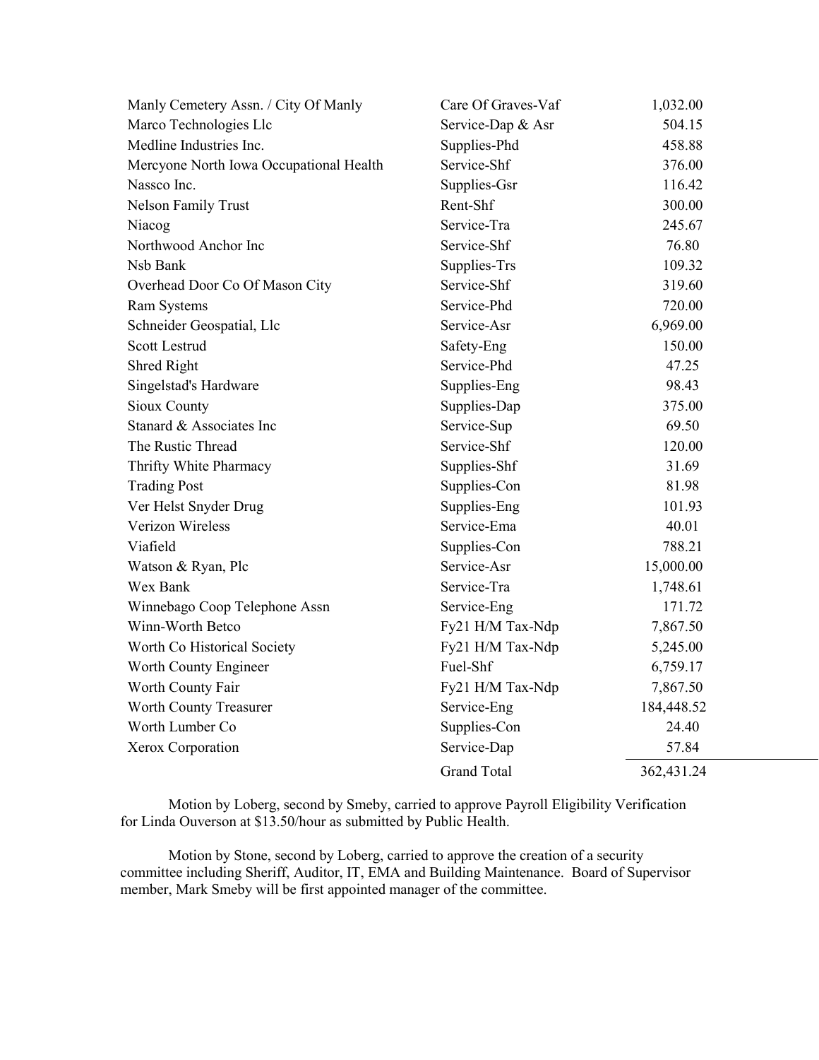| | | |
|---|---|---|
| Manly Cemetery Assn. / City Of Manly | Care Of Graves-Vaf | 1,032.00 |
| Marco Technologies Llc | Service-Dap & Asr | 504.15 |
| Medline Industries Inc. | Supplies-Phd | 458.88 |
| Mercyone North Iowa Occupational Health | Service-Shf | 376.00 |
| Nassco Inc. | Supplies-Gsr | 116.42 |
| Nelson Family Trust | Rent-Shf | 300.00 |
| Niacog | Service-Tra | 245.67 |
| Northwood Anchor Inc | Service-Shf | 76.80 |
| Nsb Bank | Supplies-Trs | 109.32 |
| Overhead Door Co Of Mason City | Service-Shf | 319.60 |
| Ram Systems | Service-Phd | 720.00 |
| Schneider Geospatial, Llc | Service-Asr | 6,969.00 |
| Scott Lestrud | Safety-Eng | 150.00 |
| Shred Right | Service-Phd | 47.25 |
| Singelstad's Hardware | Supplies-Eng | 98.43 |
| Sioux County | Supplies-Dap | 375.00 |
| Stanard & Associates Inc | Service-Sup | 69.50 |
| The Rustic Thread | Service-Shf | 120.00 |
| Thrifty White Pharmacy | Supplies-Shf | 31.69 |
| Trading Post | Supplies-Con | 81.98 |
| Ver Helst Snyder Drug | Supplies-Eng | 101.93 |
| Verizon Wireless | Service-Ema | 40.01 |
| Viafield | Supplies-Con | 788.21 |
| Watson & Ryan, Plc | Service-Asr | 15,000.00 |
| Wex Bank | Service-Tra | 1,748.61 |
| Winnebago Coop Telephone Assn | Service-Eng | 171.72 |
| Winn-Worth Betco | Fy21 H/M Tax-Ndp | 7,867.50 |
| Worth Co Historical Society | Fy21 H/M Tax-Ndp | 5,245.00 |
| Worth County Engineer | Fuel-Shf | 6,759.17 |
| Worth County Fair | Fy21 H/M Tax-Ndp | 7,867.50 |
| Worth County Treasurer | Service-Eng | 184,448.52 |
| Worth Lumber Co | Supplies-Con | 24.40 |
| Xerox Corporation | Service-Dap | 57.84 |
| | Grand Total | 362,431.24 |

Motion by Loberg, second by Smeby, carried to approve Payroll Eligibility Verification for Linda Ouverson at $13.50/hour as submitted by Public Health.

Motion by Stone, second by Loberg, carried to approve the creation of a security committee including Sheriff, Auditor, IT, EMA and Building Maintenance. Board of Supervisor member, Mark Smeby will be first appointed manager of the committee.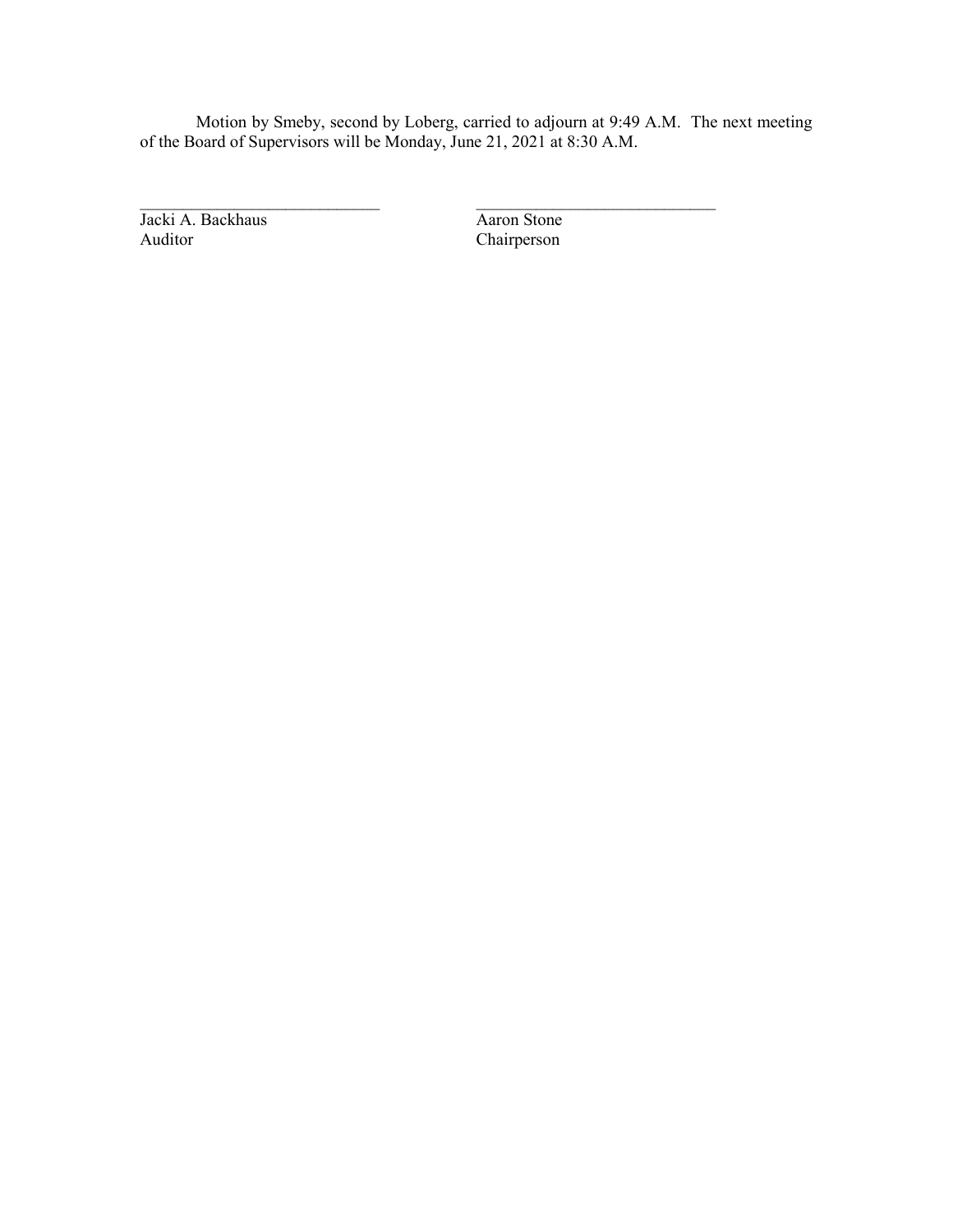Motion by Smeby, second by Loberg, carried to adjourn at 9:49 A.M. The next meeting of the Board of Supervisors will be Monday, June 21, 2021 at 8:30 A.M.

| | |
|---|---|
| \_\_\_\_\_\_\_\_\_\_\_\_\_\_\_\_\_\_\_\_\_\_\_\_\_\_\_\_\_\_ | \_\_\_\_\_\_\_\_\_\_\_\_\_\_\_\_\_\_\_\_\_\_\_\_\_\_\_\_\_\_ |
| Jacki A. Backhaus | Aaron Stone |
| Auditor | Chairperson |